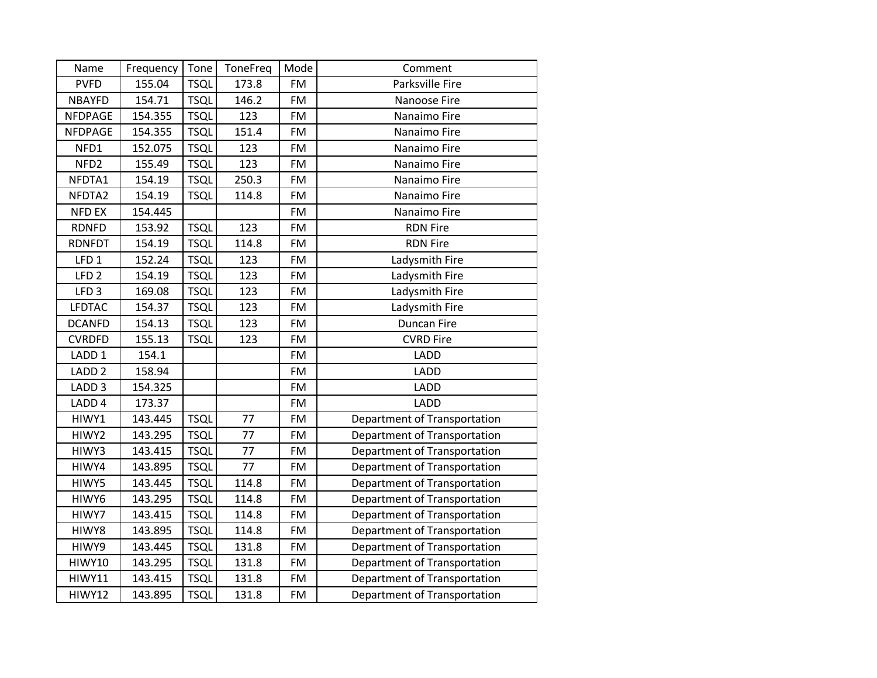| Name | Frequency | Tone | ToneFreq | Mode | Comment |
| --- | --- | --- | --- | --- | --- |
| PVFD | 155.04 | TSQL | 173.8 | FM | Parksville Fire |
| NBAYFD | 154.71 | TSQL | 146.2 | FM | Nanoose Fire |
| NFDPAGE | 154.355 | TSQL | 123 | FM | Nanaimo Fire |
| NFDPAGE | 154.355 | TSQL | 151.4 | FM | Nanaimo Fire |
| NFD1 | 152.075 | TSQL | 123 | FM | Nanaimo Fire |
| NFD2 | 155.49 | TSQL | 123 | FM | Nanaimo Fire |
| NFDTA1 | 154.19 | TSQL | 250.3 | FM | Nanaimo Fire |
| NFDTA2 | 154.19 | TSQL | 114.8 | FM | Nanaimo Fire |
| NFD EX | 154.445 | | | FM | Nanaimo Fire |
| RDNFD | 153.92 | TSQL | 123 | FM | RDN Fire |
| RDNFDT | 154.19 | TSQL | 114.8 | FM | RDN Fire |
| LFD 1 | 152.24 | TSQL | 123 | FM | Ladysmith Fire |
| LFD 2 | 154.19 | TSQL | 123 | FM | Ladysmith Fire |
| LFD 3 | 169.08 | TSQL | 123 | FM | Ladysmith Fire |
| LFDTAC | 154.37 | TSQL | 123 | FM | Ladysmith Fire |
| DCANFD | 154.13 | TSQL | 123 | FM | Duncan Fire |
| CVRDFD | 155.13 | TSQL | 123 | FM | CVRD Fire |
| LADD 1 | 154.1 | | | FM | LADD |
| LADD 2 | 158.94 | | | FM | LADD |
| LADD 3 | 154.325 | | | FM | LADD |
| LADD 4 | 173.37 | | | FM | LADD |
| HIWY1 | 143.445 | TSQL | 77 | FM | Department of Transportation |
| HIWY2 | 143.295 | TSQL | 77 | FM | Department of Transportation |
| HIWY3 | 143.415 | TSQL | 77 | FM | Department of Transportation |
| HIWY4 | 143.895 | TSQL | 77 | FM | Department of Transportation |
| HIWY5 | 143.445 | TSQL | 114.8 | FM | Department of Transportation |
| HIWY6 | 143.295 | TSQL | 114.8 | FM | Department of Transportation |
| HIWY7 | 143.415 | TSQL | 114.8 | FM | Department of Transportation |
| HIWY8 | 143.895 | TSQL | 114.8 | FM | Department of Transportation |
| HIWY9 | 143.445 | TSQL | 131.8 | FM | Department of Transportation |
| HIWY10 | 143.295 | TSQL | 131.8 | FM | Department of Transportation |
| HIWY11 | 143.415 | TSQL | 131.8 | FM | Department of Transportation |
| HIWY12 | 143.895 | TSQL | 131.8 | FM | Department of Transportation |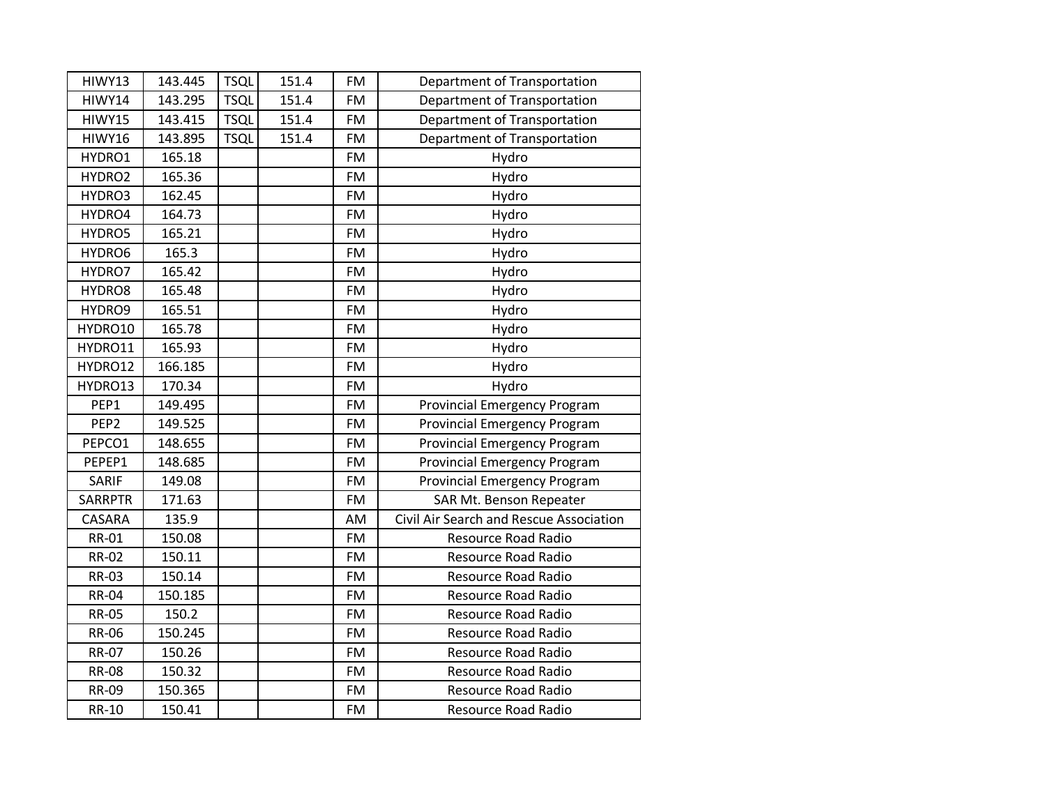| | | | | | |
|---|---|---|---|---|---|
| HIWY13 | 143.445 | TSQL | 151.4 | FM | Department of Transportation |
| HIWY14 | 143.295 | TSQL | 151.4 | FM | Department of Transportation |
| HIWY15 | 143.415 | TSQL | 151.4 | FM | Department of Transportation |
| HIWY16 | 143.895 | TSQL | 151.4 | FM | Department of Transportation |
| HYDRO1 | 165.18 | | | FM | Hydro |
| HYDRO2 | 165.36 | | | FM | Hydro |
| HYDRO3 | 162.45 | | | FM | Hydro |
| HYDRO4 | 164.73 | | | FM | Hydro |
| HYDRO5 | 165.21 | | | FM | Hydro |
| HYDRO6 | 165.3 | | | FM | Hydro |
| HYDRO7 | 165.42 | | | FM | Hydro |
| HYDRO8 | 165.48 | | | FM | Hydro |
| HYDRO9 | 165.51 | | | FM | Hydro |
| HYDRO10 | 165.78 | | | FM | Hydro |
| HYDRO11 | 165.93 | | | FM | Hydro |
| HYDRO12 | 166.185 | | | FM | Hydro |
| HYDRO13 | 170.34 | | | FM | Hydro |
| PEP1 | 149.495 | | | FM | Provincial Emergency Program |
| PEP2 | 149.525 | | | FM | Provincial Emergency Program |
| PEPCO1 | 148.655 | | | FM | Provincial Emergency Program |
| PEPEP1 | 148.685 | | | FM | Provincial Emergency Program |
| SARIF | 149.08 | | | FM | Provincial Emergency Program |
| SARRPTR | 171.63 | | | FM | SAR Mt. Benson Repeater |
| CASARA | 135.9 | | | AM | Civil Air Search and Rescue Association |
| RR-01 | 150.08 | | | FM | Resource Road Radio |
| RR-02 | 150.11 | | | FM | Resource Road Radio |
| RR-03 | 150.14 | | | FM | Resource Road Radio |
| RR-04 | 150.185 | | | FM | Resource Road Radio |
| RR-05 | 150.2 | | | FM | Resource Road Radio |
| RR-06 | 150.245 | | | FM | Resource Road Radio |
| RR-07 | 150.26 | | | FM | Resource Road Radio |
| RR-08 | 150.32 | | | FM | Resource Road Radio |
| RR-09 | 150.365 | | | FM | Resource Road Radio |
| RR-10 | 150.41 | | | FM | Resource Road Radio |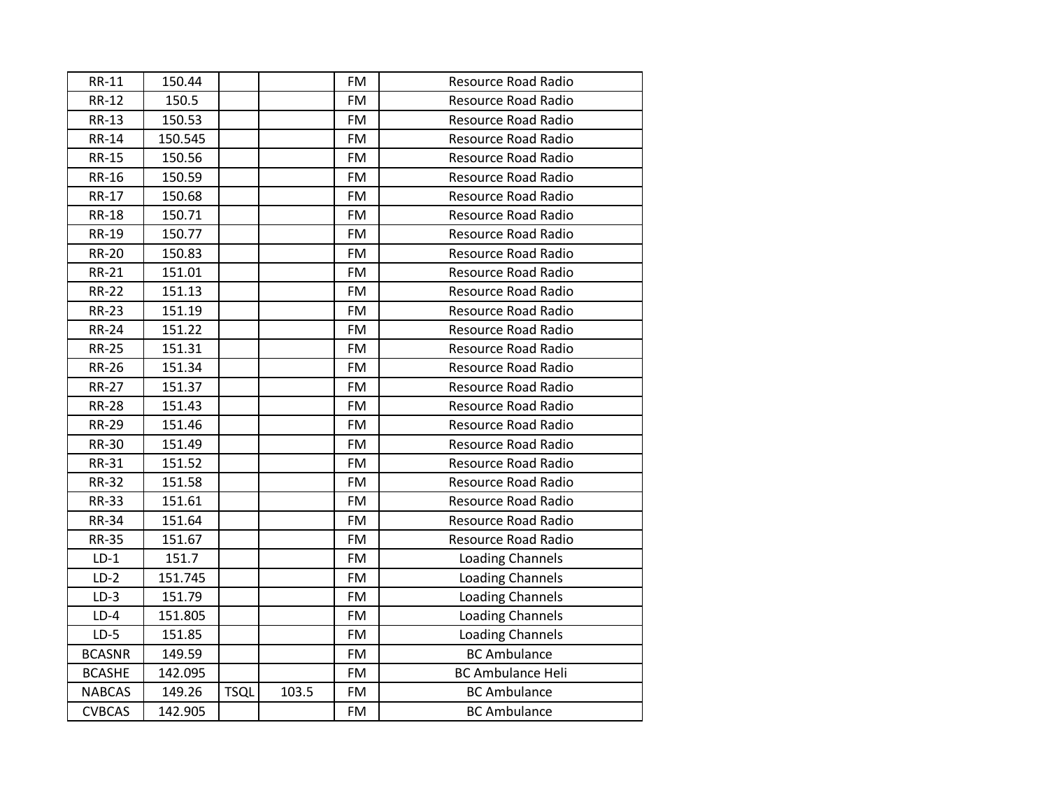| RR-11 | 150.44 | | | FM | Resource Road Radio |
|---|---|---|---|---|---|
| RR-12 | 150.5 | | | FM | Resource Road Radio |
| RR-13 | 150.53 | | | FM | Resource Road Radio |
| RR-14 | 150.545 | | | FM | Resource Road Radio |
| RR-15 | 150.56 | | | FM | Resource Road Radio |
| RR-16 | 150.59 | | | FM | Resource Road Radio |
| RR-17 | 150.68 | | | FM | Resource Road Radio |
| RR-18 | 150.71 | | | FM | Resource Road Radio |
| RR-19 | 150.77 | | | FM | Resource Road Radio |
| RR-20 | 150.83 | | | FM | Resource Road Radio |
| RR-21 | 151.01 | | | FM | Resource Road Radio |
| RR-22 | 151.13 | | | FM | Resource Road Radio |
| RR-23 | 151.19 | | | FM | Resource Road Radio |
| RR-24 | 151.22 | | | FM | Resource Road Radio |
| RR-25 | 151.31 | | | FM | Resource Road Radio |
| RR-26 | 151.34 | | | FM | Resource Road Radio |
| RR-27 | 151.37 | | | FM | Resource Road Radio |
| RR-28 | 151.43 | | | FM | Resource Road Radio |
| RR-29 | 151.46 | | | FM | Resource Road Radio |
| RR-30 | 151.49 | | | FM | Resource Road Radio |
| RR-31 | 151.52 | | | FM | Resource Road Radio |
| RR-32 | 151.58 | | | FM | Resource Road Radio |
| RR-33 | 151.61 | | | FM | Resource Road Radio |
| RR-34 | 151.64 | | | FM | Resource Road Radio |
| RR-35 | 151.67 | | | FM | Resource Road Radio |
| LD-1 | 151.7 | | | FM | Loading Channels |
| LD-2 | 151.745 | | | FM | Loading Channels |
| LD-3 | 151.79 | | | FM | Loading Channels |
| LD-4 | 151.805 | | | FM | Loading Channels |
| LD-5 | 151.85 | | | FM | Loading Channels |
| BCASNR | 149.59 | | | FM | BC Ambulance |
| BCASHE | 142.095 | | | FM | BC Ambulance Heli |
| NABCAS | 149.26 | TSQL | 103.5 | FM | BC Ambulance |
| CVBCAS | 142.905 | | | FM | BC Ambulance |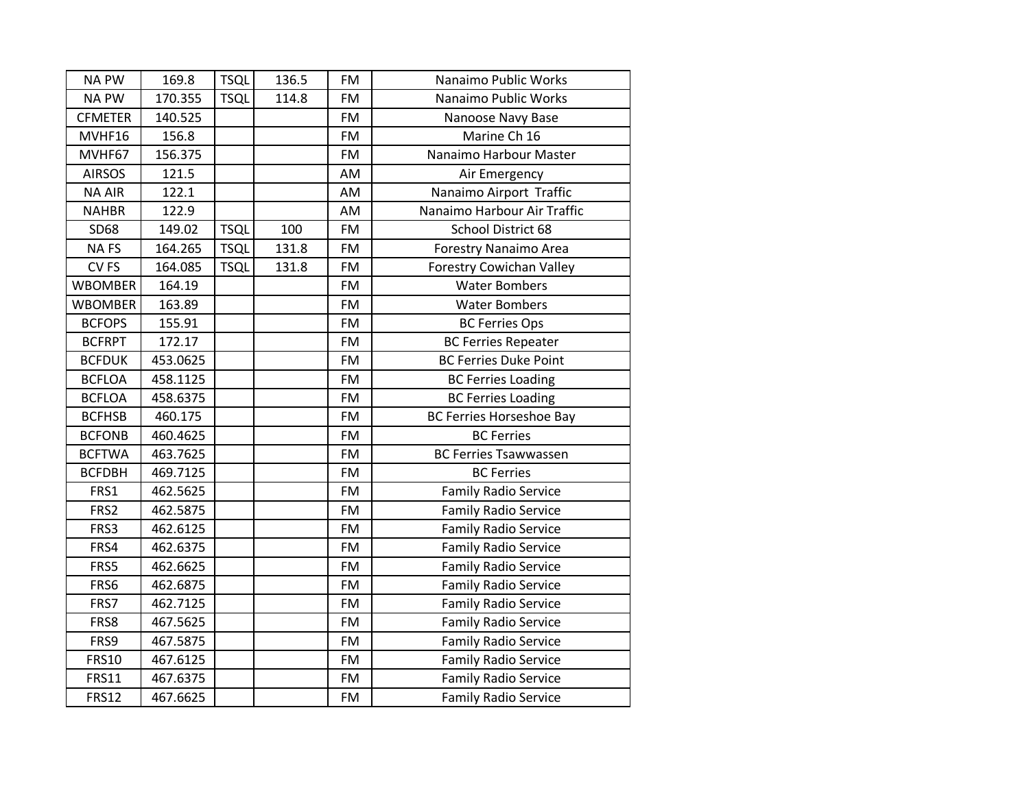| NA PW | 169.8 | TSQL | 136.5 | FM | Nanaimo Public Works |
|---|---|---|---|---|---|
| NA PW | 170.355 | TSQL | 114.8 | FM | Nanaimo Public Works |
| CFMETER | 140.525 | | | FM | Nanoose Navy Base |
| MVHF16 | 156.8 | | | FM | Marine Ch 16 |
| MVHF67 | 156.375 | | | FM | Nanaimo Harbour Master |
| AIRSOS | 121.5 | | | AM | Air Emergency |
| NA AIR | 122.1 | | | AM | Nanaimo Airport Traffic |
| NAHBR | 122.9 | | | AM | Nanaimo Harbour Air Traffic |
| SD68 | 149.02 | TSQL | 100 | FM | School District 68 |
| NA FS | 164.265 | TSQL | 131.8 | FM | Forestry Nanaimo Area |
| CV FS | 164.085 | TSQL | 131.8 | FM | Forestry Cowichan Valley |
| WBOMBER | 164.19 | | | FM | Water Bombers |
| WBOMBER | 163.89 | | | FM | Water Bombers |
| BCFOPS | 155.91 | | | FM | BC Ferries Ops |
| BCFRPT | 172.17 | | | FM | BC Ferries Repeater |
| BCFDUK | 453.0625 | | | FM | BC Ferries Duke Point |
| BCFLOA | 458.1125 | | | FM | BC Ferries Loading |
| BCFLOA | 458.6375 | | | FM | BC Ferries Loading |
| BCFHSB | 460.175 | | | FM | BC Ferries Horseshoe Bay |
| BCFONB | 460.4625 | | | FM | BC Ferries |
| BCFTWA | 463.7625 | | | FM | BC Ferries Tsawwassen |
| BCFDBH | 469.7125 | | | FM | BC Ferries |
| FRS1 | 462.5625 | | | FM | Family Radio Service |
| FRS2 | 462.5875 | | | FM | Family Radio Service |
| FRS3 | 462.6125 | | | FM | Family Radio Service |
| FRS4 | 462.6375 | | | FM | Family Radio Service |
| FRS5 | 462.6625 | | | FM | Family Radio Service |
| FRS6 | 462.6875 | | | FM | Family Radio Service |
| FRS7 | 462.7125 | | | FM | Family Radio Service |
| FRS8 | 467.5625 | | | FM | Family Radio Service |
| FRS9 | 467.5875 | | | FM | Family Radio Service |
| FRS10 | 467.6125 | | | FM | Family Radio Service |
| FRS11 | 467.6375 | | | FM | Family Radio Service |
| FRS12 | 467.6625 | | | FM | Family Radio Service |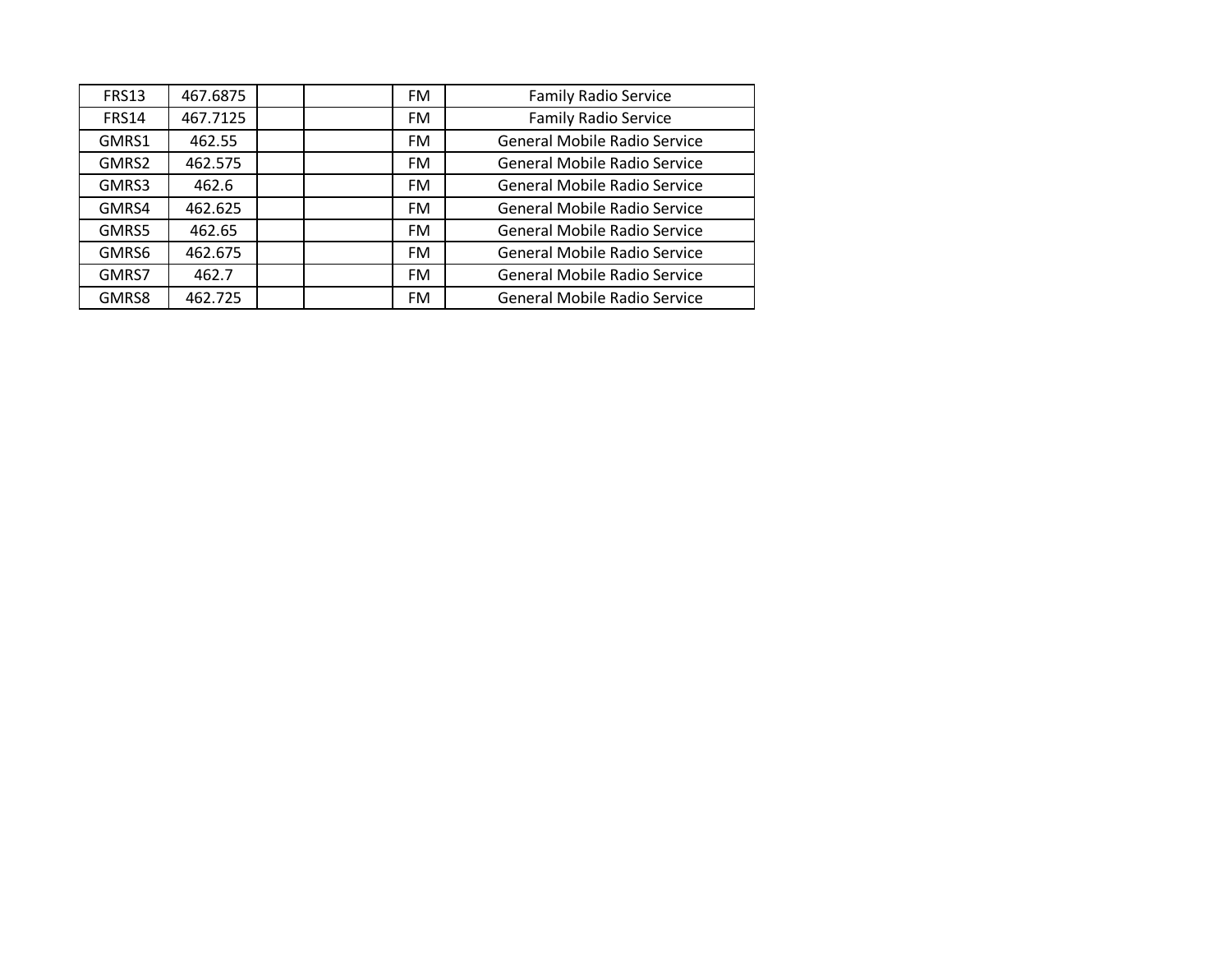| | | | | | |
|---|---|---|---|---|---|
| FRS13 | 467.6875 | | | FM | Family Radio Service |
| FRS14 | 467.7125 | | | FM | Family Radio Service |
| GMRS1 | 462.55 | | | FM | General Mobile Radio Service |
| GMRS2 | 462.575 | | | FM | General Mobile Radio Service |
| GMRS3 | 462.6 | | | FM | General Mobile Radio Service |
| GMRS4 | 462.625 | | | FM | General Mobile Radio Service |
| GMRS5 | 462.65 | | | FM | General Mobile Radio Service |
| GMRS6 | 462.675 | | | FM | General Mobile Radio Service |
| GMRS7 | 462.7 | | | FM | General Mobile Radio Service |
| GMRS8 | 462.725 | | | FM | General Mobile Radio Service |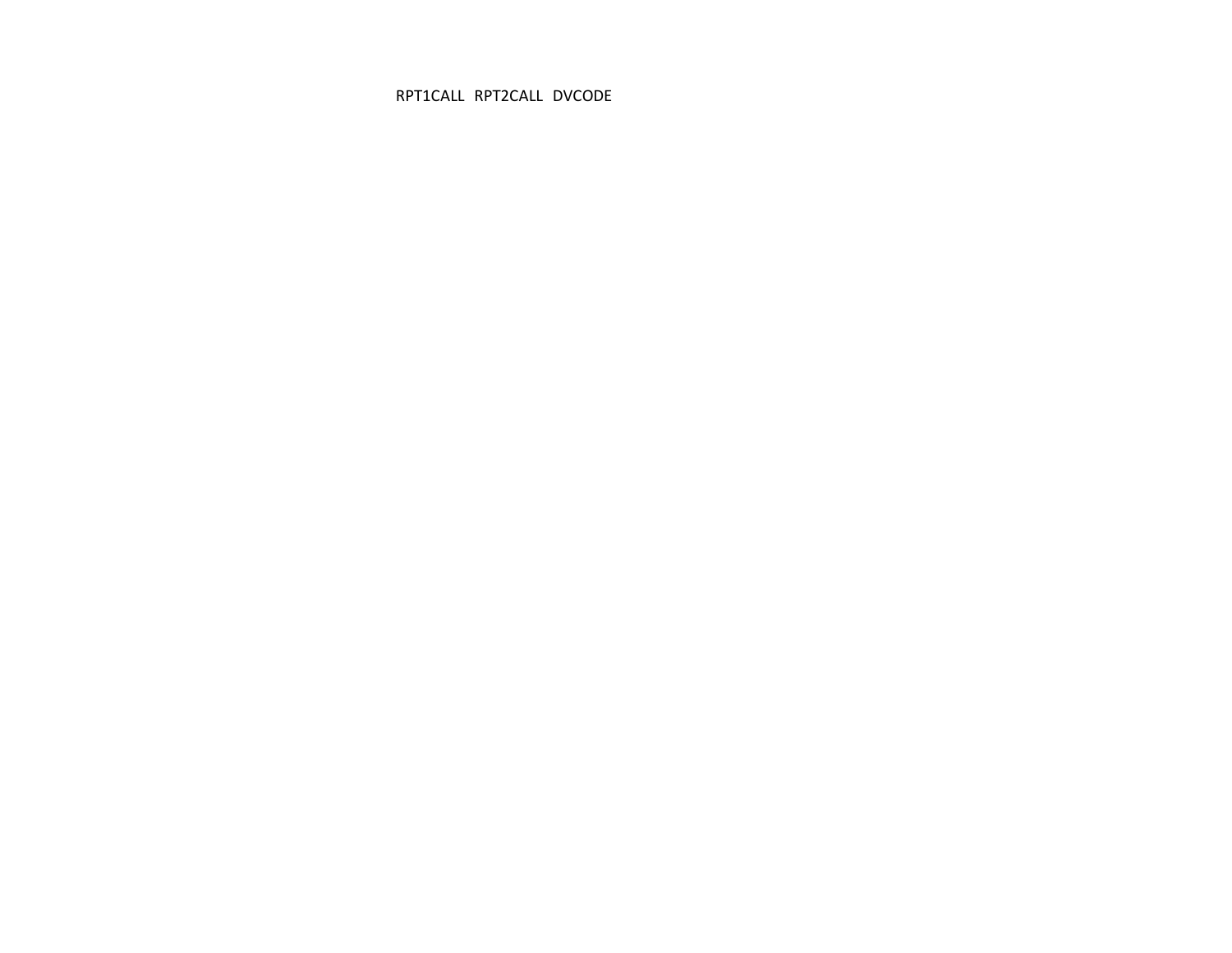RPT1CALL RPT2CALL DVCODE